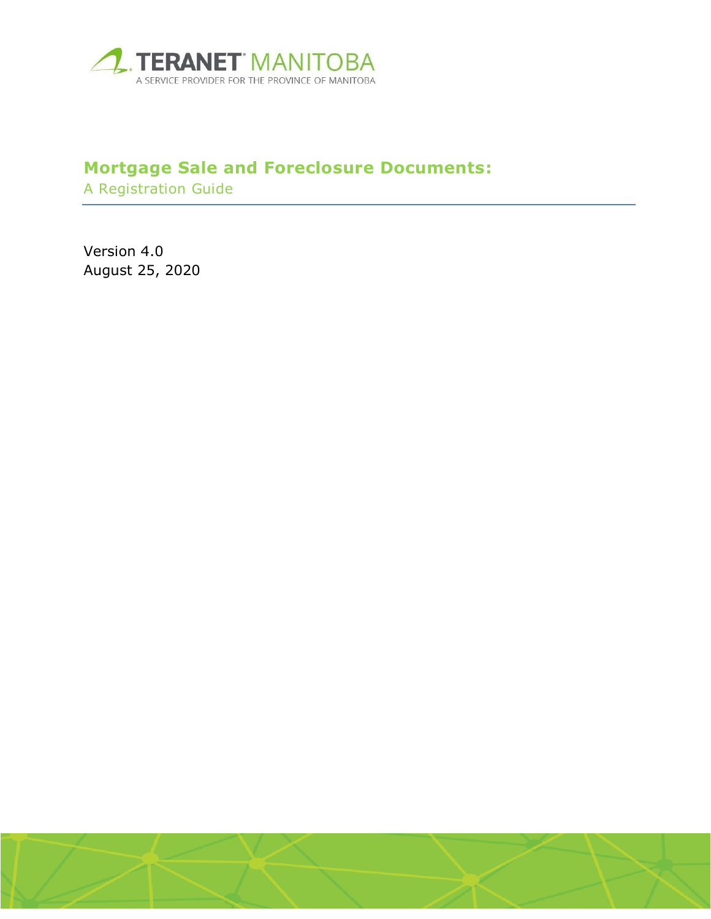TERANET MANITOBA

A SERVICE PROVIDER FOR THE PROVINCE OF MANITOBA

# Mortgage Sale and Foreclosure Documents:

## A Registration Guide

Version 4.0
August 25, 2020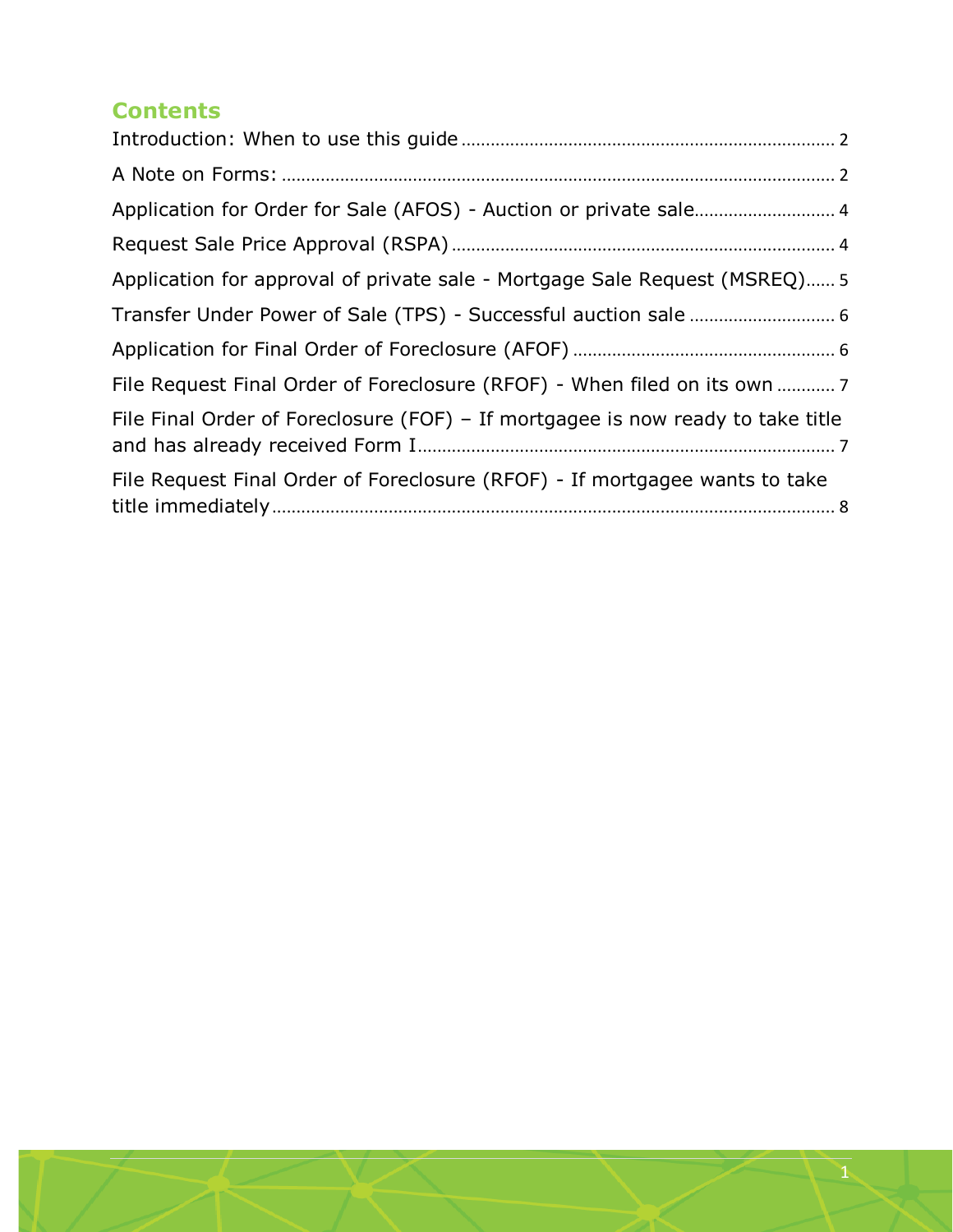## Contents

Introduction: When to use this guide ........ 2

A Note on Forms: ........ 2

Application for Order for Sale (AFOS) - Auction or private sale ........ 4

Request Sale Price Approval (RSPA) ........ 4

Application for approval of private sale - Mortgage Sale Request (MSREQ) ........ 5

Transfer Under Power of Sale (TPS) - Successful auction sale ........ 6

Application for Final Order of Foreclosure (AFOF) ........ 6

File Request Final Order of Foreclosure (RFOF) - When filed on its own ........ 7

File Final Order of Foreclosure (FOF) – If mortgagee is now ready to take title and has already received Form I ........ 7

File Request Final Order of Foreclosure (RFOF) - If mortgagee wants to take title immediately ........ 8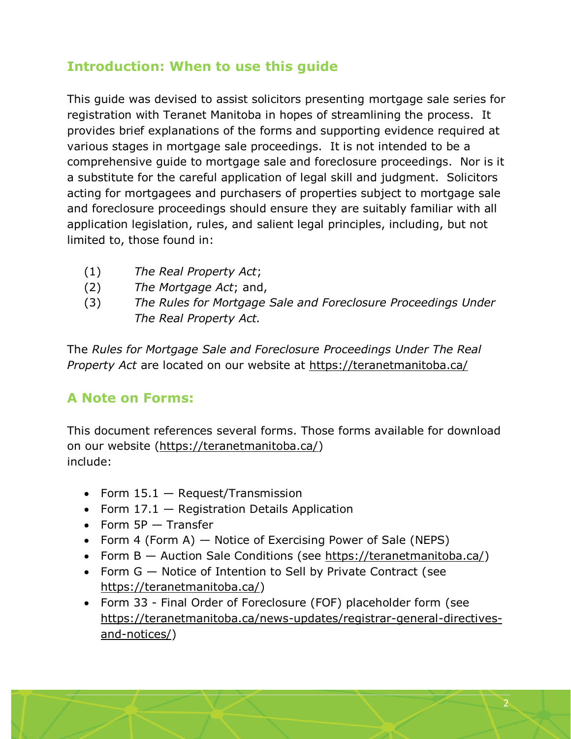## Introduction: When to use this guide

This guide was devised to assist solicitors presenting mortgage sale series for registration with Teranet Manitoba in hopes of streamlining the process. It provides brief explanations of the forms and supporting evidence required at various stages in mortgage sale proceedings. It is not intended to be a comprehensive guide to mortgage sale and foreclosure proceedings. Nor is it a substitute for the careful application of legal skill and judgment. Solicitors acting for mortgagees and purchasers of properties subject to mortgage sale and foreclosure proceedings should ensure they are suitably familiar with all application legislation, rules, and salient legal principles, including, but not limited to, those found in:

(1) *The Real Property Act*;
(2) *The Mortgage Act*; and,
(3) *The Rules for Mortgage Sale and Foreclosure Proceedings Under The Real Property Act.*

The *Rules for Mortgage Sale and Foreclosure Proceedings Under The Real Property Act* are located on our website at https://teranetmanitoba.ca/

## A Note on Forms:

This document references several forms. Those forms available for download on our website (https://teranetmanitoba.ca/) include:

- Form 15.1 — Request/Transmission
- Form 17.1 — Registration Details Application
- Form 5P — Transfer
- Form 4 (Form A) — Notice of Exercising Power of Sale (NEPS)
- Form B — Auction Sale Conditions (see https://teranetmanitoba.ca/)
- Form G — Notice of Intention to Sell by Private Contract (see https://teranetmanitoba.ca/)
- Form 33 - Final Order of Foreclosure (FOF) placeholder form (see https://teranetmanitoba.ca/news-updates/registrar-general-directives-and-notices/)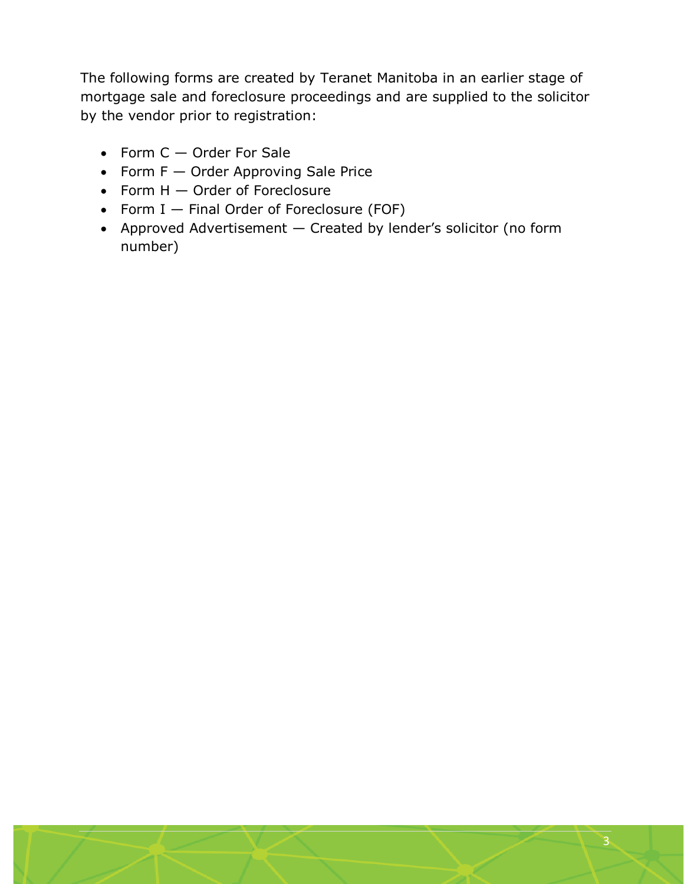The following forms are created by Teranet Manitoba in an earlier stage of mortgage sale and foreclosure proceedings and are supplied to the solicitor by the vendor prior to registration:

- Form C — Order For Sale
- Form F — Order Approving Sale Price
- Form H — Order of Foreclosure
- Form I — Final Order of Foreclosure (FOF)
- Approved Advertisement — Created by lender's solicitor (no form number)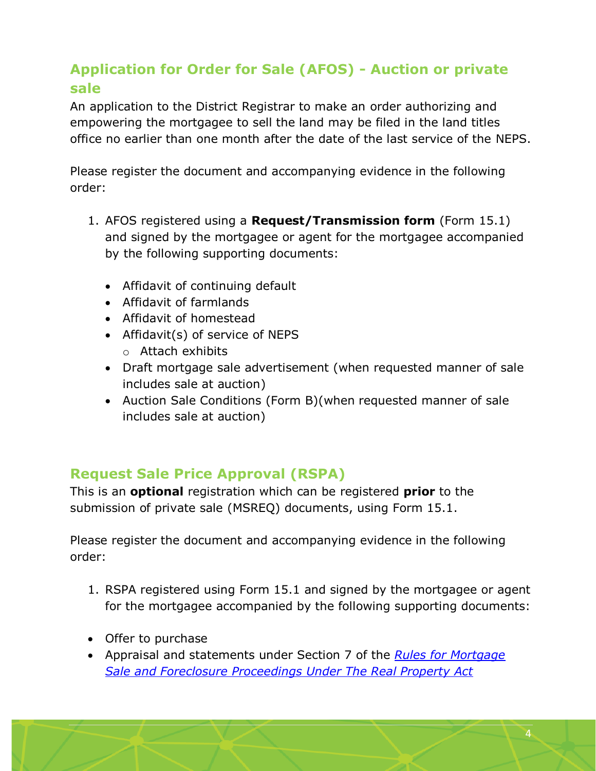## Application for Order for Sale (AFOS) - Auction or private sale

An application to the District Registrar to make an order authorizing and empowering the mortgagee to sell the land may be filed in the land titles office no earlier than one month after the date of the last service of the NEPS.

Please register the document and accompanying evidence in the following order:

1. AFOS registered using a **Request/Transmission form** (Form 15.1) and signed by the mortgagee or agent for the mortgagee accompanied by the following supporting documents:

   - Affidavit of continuing default
   - Affidavit of farmlands
   - Affidavit of homestead
   - Affidavit(s) of service of NEPS
     - Attach exhibits
   - Draft mortgage sale advertisement (when requested manner of sale includes sale at auction)
   - Auction Sale Conditions (Form B)(when requested manner of sale includes sale at auction)

## Request Sale Price Approval (RSPA)

This is an **optional** registration which can be registered **prior** to the submission of private sale (MSREQ) documents, using Form 15.1.

Please register the document and accompanying evidence in the following order:

1. RSPA registered using Form 15.1 and signed by the mortgagee or agent for the mortgagee accompanied by the following supporting documents:

- Offer to purchase
- Appraisal and statements under Section 7 of the *Rules for Mortgage Sale and Foreclosure Proceedings Under The Real Property Act*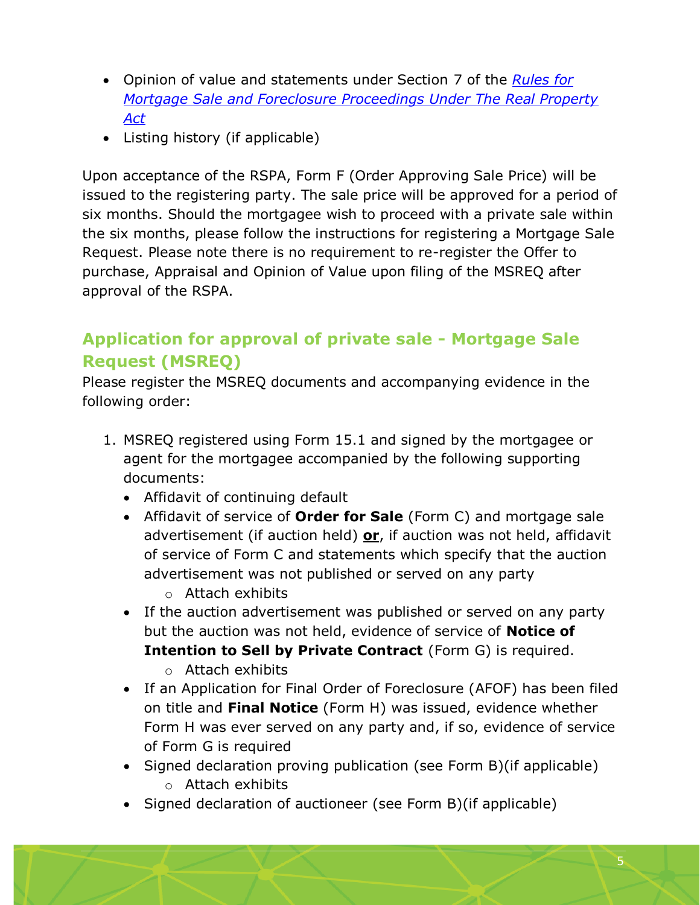- Opinion of value and statements under Section 7 of the *Rules for Mortgage Sale and Foreclosure Proceedings Under The Real Property Act*
- Listing history (if applicable)

Upon acceptance of the RSPA, Form F (Order Approving Sale Price) will be issued to the registering party. The sale price will be approved for a period of six months. Should the mortgagee wish to proceed with a private sale within the six months, please follow the instructions for registering a Mortgage Sale Request. Please note there is no requirement to re-register the Offer to purchase, Appraisal and Opinion of Value upon filing of the MSREQ after approval of the RSPA.

## Application for approval of private sale - Mortgage Sale Request (MSREQ)

Please register the MSREQ documents and accompanying evidence in the following order:

1. MSREQ registered using Form 15.1 and signed by the mortgagee or agent for the mortgagee accompanied by the following supporting documents:
   - Affidavit of continuing default
   - Affidavit of service of **Order for Sale** (Form C) and mortgage sale advertisement (if auction held) **or**, if auction was not held, affidavit of service of Form C and statements which specify that the auction advertisement was not published or served on any party
     - Attach exhibits
   - If the auction advertisement was published or served on any party but the auction was not held, evidence of service of **Notice of Intention to Sell by Private Contract** (Form G) is required.
     - Attach exhibits
   - If an Application for Final Order of Foreclosure (AFOF) has been filed on title and **Final Notice** (Form H) was issued, evidence whether Form H was ever served on any party and, if so, evidence of service of Form G is required
   - Signed declaration proving publication (see Form B)(if applicable)
     - Attach exhibits
   - Signed declaration of auctioneer (see Form B)(if applicable)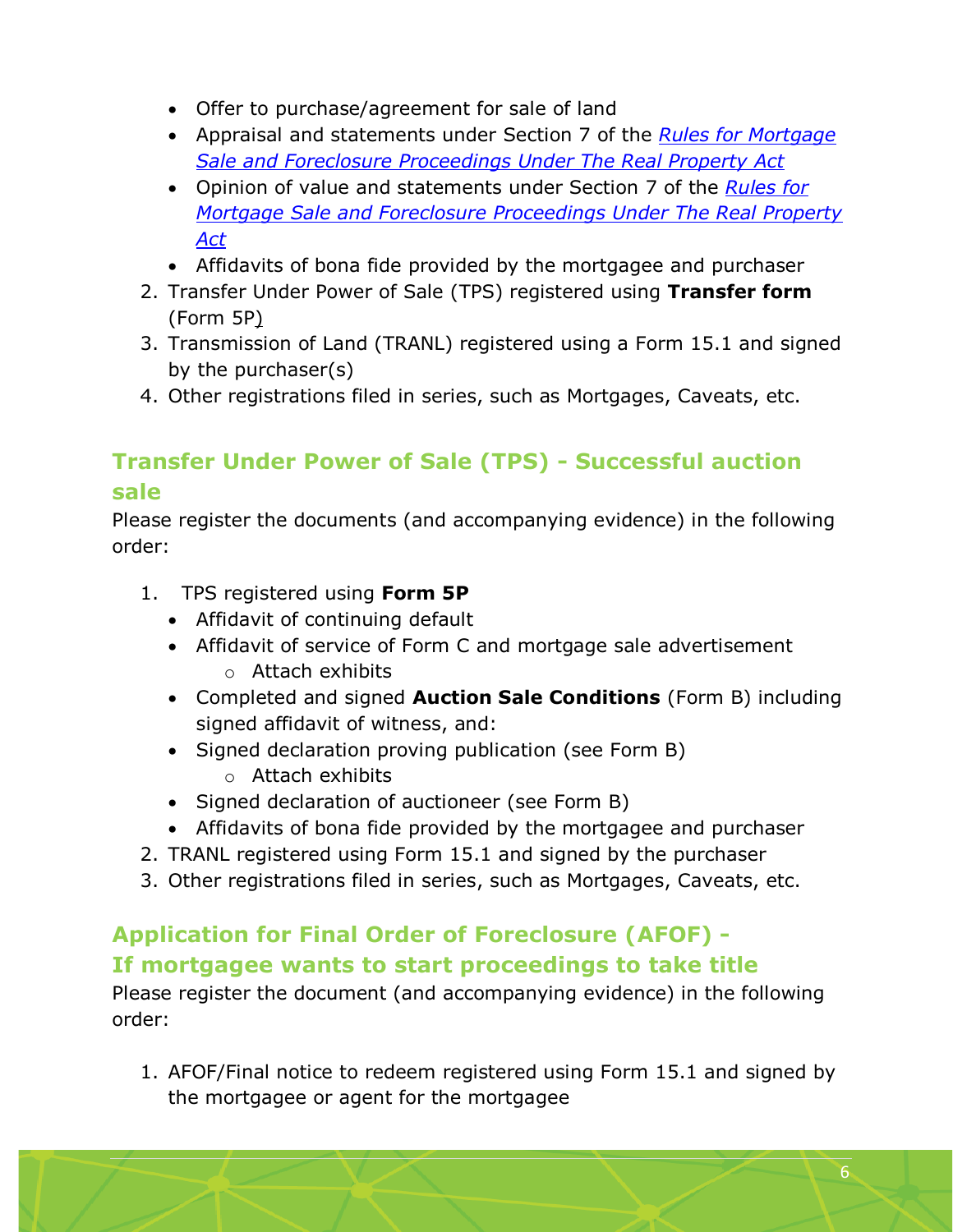- Offer to purchase/agreement for sale of land
- Appraisal and statements under Section 7 of the *Rules for Mortgage Sale and Foreclosure Proceedings Under The Real Property Act*
- Opinion of value and statements under Section 7 of the *Rules for Mortgage Sale and Foreclosure Proceedings Under The Real Property Act*
- Affidavits of bona fide provided by the mortgagee and purchaser

2. Transfer Under Power of Sale (TPS) registered using **Transfer form** (Form 5P)
3. Transmission of Land (TRANL) registered using a Form 15.1 and signed by the purchaser(s)
4. Other registrations filed in series, such as Mortgages, Caveats, etc.

## Transfer Under Power of Sale (TPS) - Successful auction sale

Please register the documents (and accompanying evidence) in the following order:

1. TPS registered using **Form 5P**
   - Affidavit of continuing default
   - Affidavit of service of Form C and mortgage sale advertisement
     - Attach exhibits
   - Completed and signed **Auction Sale Conditions** (Form B) including signed affidavit of witness, and:
   - Signed declaration proving publication (see Form B)
     - Attach exhibits
   - Signed declaration of auctioneer (see Form B)
   - Affidavits of bona fide provided by the mortgagee and purchaser
2. TRANL registered using Form 15.1 and signed by the purchaser
3. Other registrations filed in series, such as Mortgages, Caveats, etc.

## Application for Final Order of Foreclosure (AFOF) - If mortgagee wants to start proceedings to take title

Please register the document (and accompanying evidence) in the following order:

1. AFOF/Final notice to redeem registered using Form 15.1 and signed by the mortgagee or agent for the mortgagee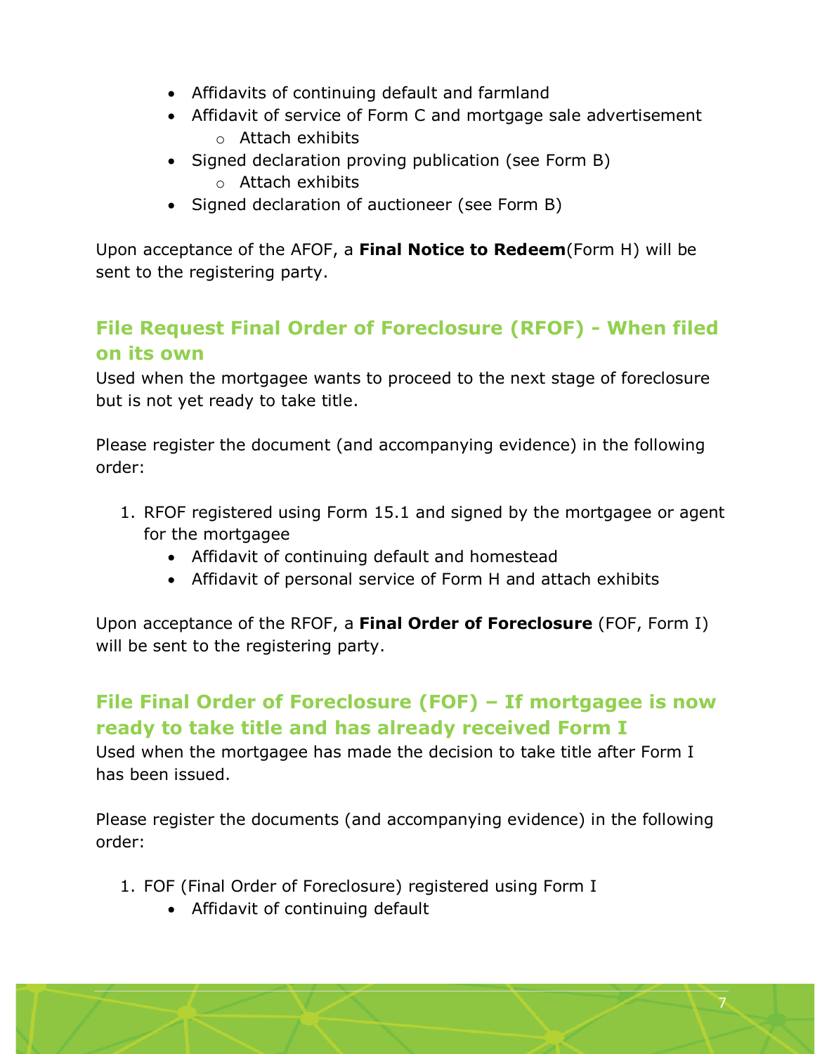- Affidavits of continuing default and farmland
- Affidavit of service of Form C and mortgage sale advertisement
    - Attach exhibits
- Signed declaration proving publication (see Form B)
    - Attach exhibits
- Signed declaration of auctioneer (see Form B)

Upon acceptance of the AFOF, a **Final Notice to Redeem**(Form H) will be sent to the registering party.

## File Request Final Order of Foreclosure (RFOF) - When filed on its own

Used when the mortgagee wants to proceed to the next stage of foreclosure but is not yet ready to take title.

Please register the document (and accompanying evidence) in the following order:

1. RFOF registered using Form 15.1 and signed by the mortgagee or agent for the mortgagee
    - Affidavit of continuing default and homestead
    - Affidavit of personal service of Form H and attach exhibits

Upon acceptance of the RFOF, a **Final Order of Foreclosure** (FOF, Form I) will be sent to the registering party.

## File Final Order of Foreclosure (FOF) – If mortgagee is now ready to take title and has already received Form I

Used when the mortgagee has made the decision to take title after Form I has been issued.

Please register the documents (and accompanying evidence) in the following order:

1. FOF (Final Order of Foreclosure) registered using Form I
    - Affidavit of continuing default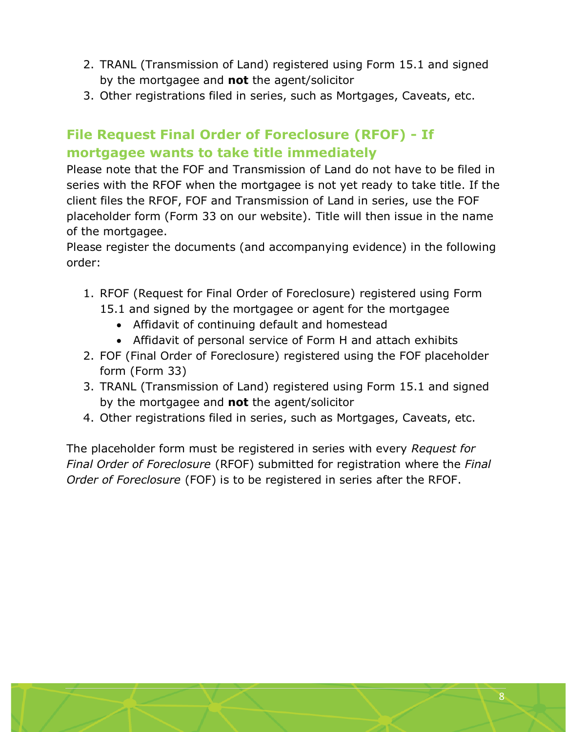2. TRANL (Transmission of Land) registered using Form 15.1 and signed by the mortgagee and **not** the agent/solicitor
3. Other registrations filed in series, such as Mortgages, Caveats, etc.

## File Request Final Order of Foreclosure (RFOF) - If mortgagee wants to take title immediately

Please note that the FOF and Transmission of Land do not have to be filed in series with the RFOF when the mortgagee is not yet ready to take title. If the client files the RFOF, FOF and Transmission of Land in series, use the FOF placeholder form (Form 33 on our website). Title will then issue in the name of the mortgagee.

Please register the documents (and accompanying evidence) in the following order:

1. RFOF (Request for Final Order of Foreclosure) registered using Form 15.1 and signed by the mortgagee or agent for the mortgagee
   - Affidavit of continuing default and homestead
   - Affidavit of personal service of Form H and attach exhibits
2. FOF (Final Order of Foreclosure) registered using the FOF placeholder form (Form 33)
3. TRANL (Transmission of Land) registered using Form 15.1 and signed by the mortgagee and **not** the agent/solicitor
4. Other registrations filed in series, such as Mortgages, Caveats, etc.

The placeholder form must be registered in series with every *Request for Final Order of Foreclosure* (RFOF) submitted for registration where the *Final Order of Foreclosure* (FOF) is to be registered in series after the RFOF.